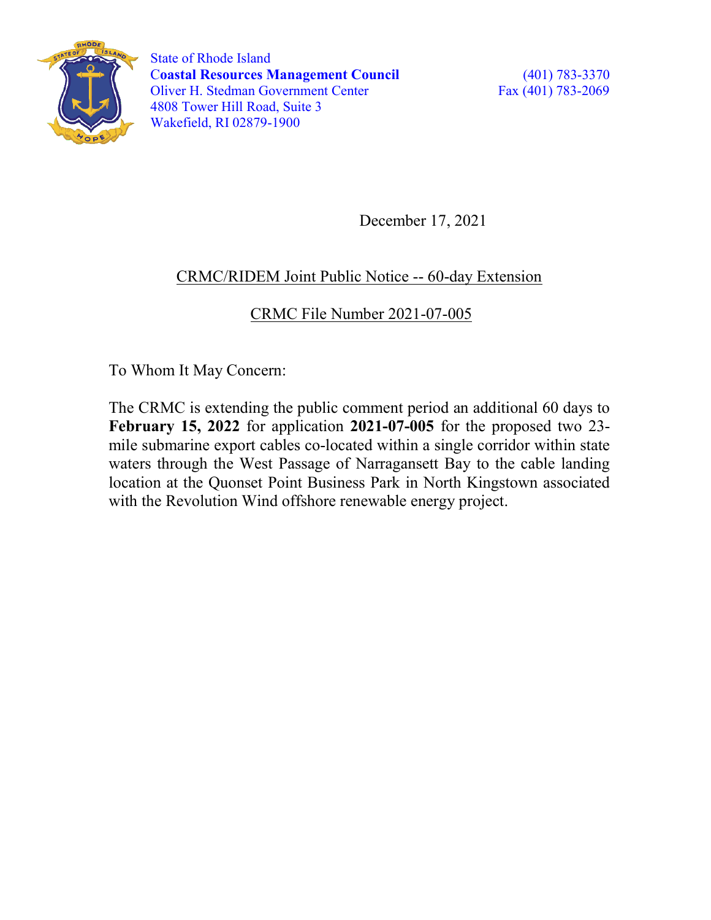State of Rhode Island
**Coastal Resources Management Council**
Oliver H. Stedman Government Center
4808 Tower Hill Road, Suite 3
Wakefield, RI 02879-1900

(401) 783-3370
Fax (401) 783-2069

December 17, 2021

CRMC/RIDEM Joint Public Notice -- 60-day Extension

CRMC File Number 2021-07-005

To Whom It May Concern:

The CRMC is extending the public comment period an additional 60 days to **February 15, 2022** for application **2021-07-005** for the proposed two 23-mile submarine export cables co-located within a single corridor within state waters through the West Passage of Narragansett Bay to the cable landing location at the Quonset Point Business Park in North Kingstown associated with the Revolution Wind offshore renewable energy project.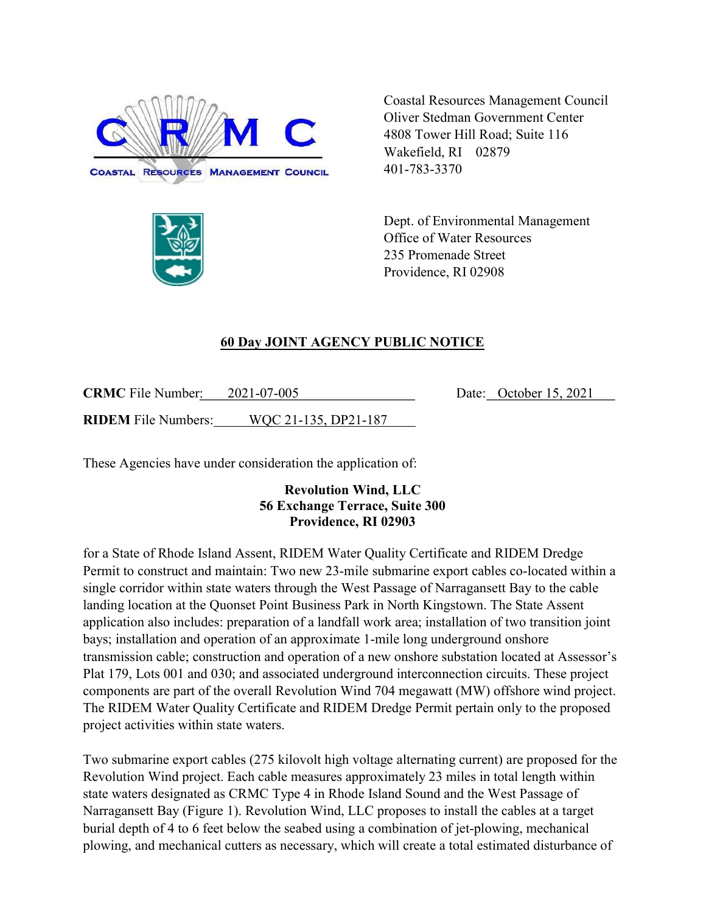Coastal Resources Management Council
Oliver Stedman Government Center
4808 Tower Hill Road; Suite 116
Wakefield, RI 02879
401-783-3370

Dept. of Environmental Management
Office of Water Resources
235 Promenade Street
Providence, RI 02908

## 60 Day JOINT AGENCY PUBLIC NOTICE

**CRMC** File Number: 2021-07-005 Date: October 15, 2021

**RIDEM** File Numbers: WQC 21-135, DP21-187

These Agencies have under consideration the application of:

**Revolution Wind, LLC**
**56 Exchange Terrace, Suite 300**
**Providence, RI 02903**

for a State of Rhode Island Assent, RIDEM Water Quality Certificate and RIDEM Dredge Permit to construct and maintain: Two new 23-mile submarine export cables co-located within a single corridor within state waters through the West Passage of Narragansett Bay to the cable landing location at the Quonset Point Business Park in North Kingstown. The State Assent application also includes: preparation of a landfall work area; installation of two transition joint bays; installation and operation of an approximate 1-mile long underground onshore transmission cable; construction and operation of a new onshore substation located at Assessor's Plat 179, Lots 001 and 030; and associated underground interconnection circuits. These project components are part of the overall Revolution Wind 704 megawatt (MW) offshore wind project. The RIDEM Water Quality Certificate and RIDEM Dredge Permit pertain only to the proposed project activities within state waters.

Two submarine export cables (275 kilovolt high voltage alternating current) are proposed for the Revolution Wind project. Each cable measures approximately 23 miles in total length within state waters designated as CRMC Type 4 in Rhode Island Sound and the West Passage of Narragansett Bay (Figure 1). Revolution Wind, LLC proposes to install the cables at a target burial depth of 4 to 6 feet below the seabed using a combination of jet-plowing, mechanical plowing, and mechanical cutters as necessary, which will create a total estimated disturbance of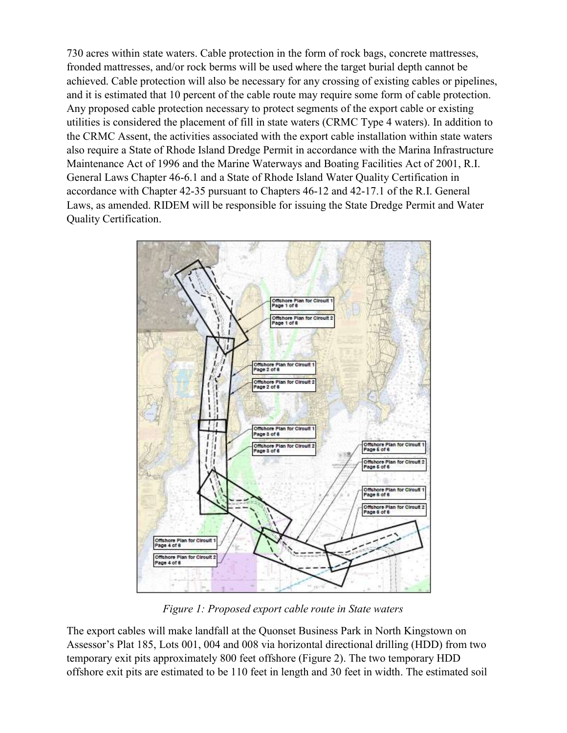730 acres within state waters. Cable protection in the form of rock bags, concrete mattresses, fronded mattresses, and/or rock berms will be used where the target burial depth cannot be achieved. Cable protection will also be necessary for any crossing of existing cables or pipelines, and it is estimated that 10 percent of the cable route may require some form of cable protection. Any proposed cable protection necessary to protect segments of the export cable or existing utilities is considered the placement of fill in state waters (CRMC Type 4 waters). In addition to the CRMC Assent, the activities associated with the export cable installation within state waters also require a State of Rhode Island Dredge Permit in accordance with the Marina Infrastructure Maintenance Act of 1996 and the Marine Waterways and Boating Facilities Act of 2001, R.I. General Laws Chapter 46-6.1 and a State of Rhode Island Water Quality Certification in accordance with Chapter 42-35 pursuant to Chapters 46-12 and 42-17.1 of the R.I. General Laws, as amended. RIDEM will be responsible for issuing the State Dredge Permit and Water Quality Certification.

*Figure 1: Proposed export cable route in State waters*

The export cables will make landfall at the Quonset Business Park in North Kingstown on Assessor's Plat 185, Lots 001, 004 and 008 via horizontal directional drilling (HDD) from two temporary exit pits approximately 800 feet offshore (Figure 2). The two temporary HDD offshore exit pits are estimated to be 110 feet in length and 30 feet in width. The estimated soil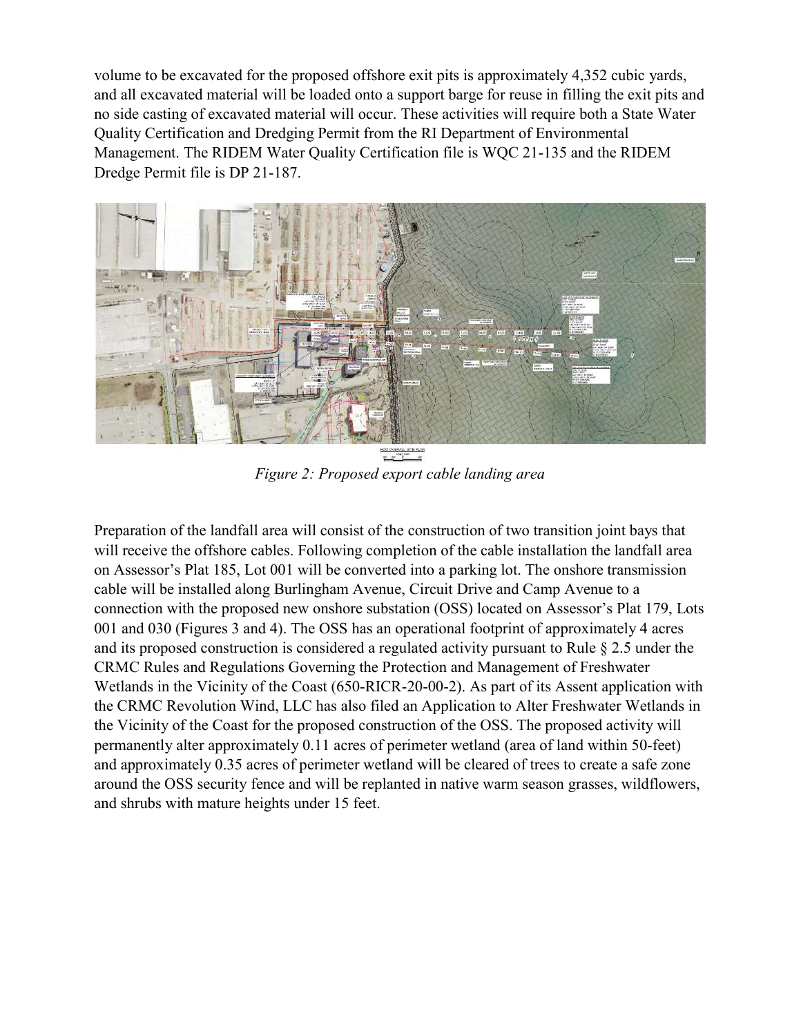volume to be excavated for the proposed offshore exit pits is approximately 4,352 cubic yards, and all excavated material will be loaded onto a support barge for reuse in filling the exit pits and no side casting of excavated material will occur. These activities will require both a State Water Quality Certification and Dredging Permit from the RI Department of Environmental Management. The RIDEM Water Quality Certification file is WQC 21-135 and the RIDEM Dredge Permit file is DP 21-187.

*Figure 2: Proposed export cable landing area*

Preparation of the landfall area will consist of the construction of two transition joint bays that will receive the offshore cables. Following completion of the cable installation the landfall area on Assessor's Plat 185, Lot 001 will be converted into a parking lot. The onshore transmission cable will be installed along Burlingham Avenue, Circuit Drive and Camp Avenue to a connection with the proposed new onshore substation (OSS) located on Assessor's Plat 179, Lots 001 and 030 (Figures 3 and 4). The OSS has an operational footprint of approximately 4 acres and its proposed construction is considered a regulated activity pursuant to Rule § 2.5 under the CRMC Rules and Regulations Governing the Protection and Management of Freshwater Wetlands in the Vicinity of the Coast (650-RICR-20-00-2). As part of its Assent application with the CRMC Revolution Wind, LLC has also filed an Application to Alter Freshwater Wetlands in the Vicinity of the Coast for the proposed construction of the OSS. The proposed activity will permanently alter approximately 0.11 acres of perimeter wetland (area of land within 50-feet) and approximately 0.35 acres of perimeter wetland will be cleared of trees to create a safe zone around the OSS security fence and will be replanted in native warm season grasses, wildflowers, and shrubs with mature heights under 15 feet.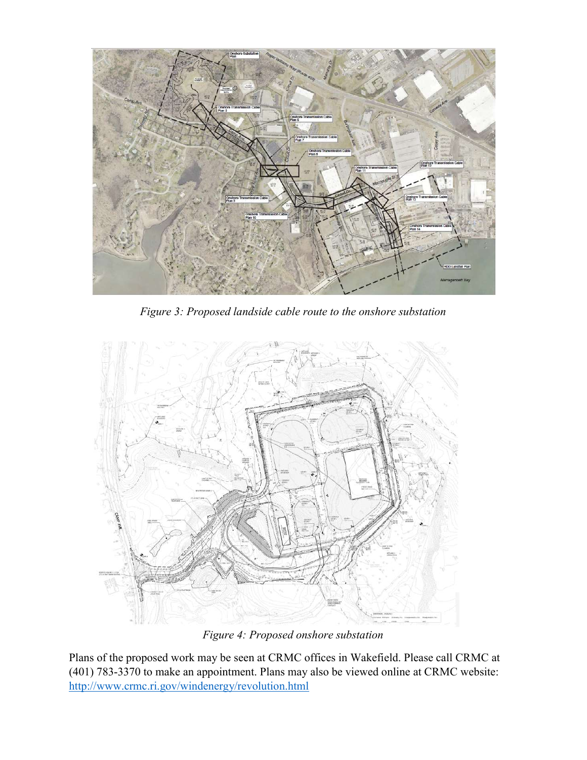*Figure 3: Proposed landside cable route to the onshore substation*

*Figure 4: Proposed onshore substation*

Plans of the proposed work may be seen at CRMC offices in Wakefield. Please call CRMC at (401) 783-3370 to make an appointment. Plans may also be viewed online at CRMC website: [http://www.crmc.ri.gov/windenergy/revolution.html](http://www.crmc.ri.gov/windenergy/revolution.html)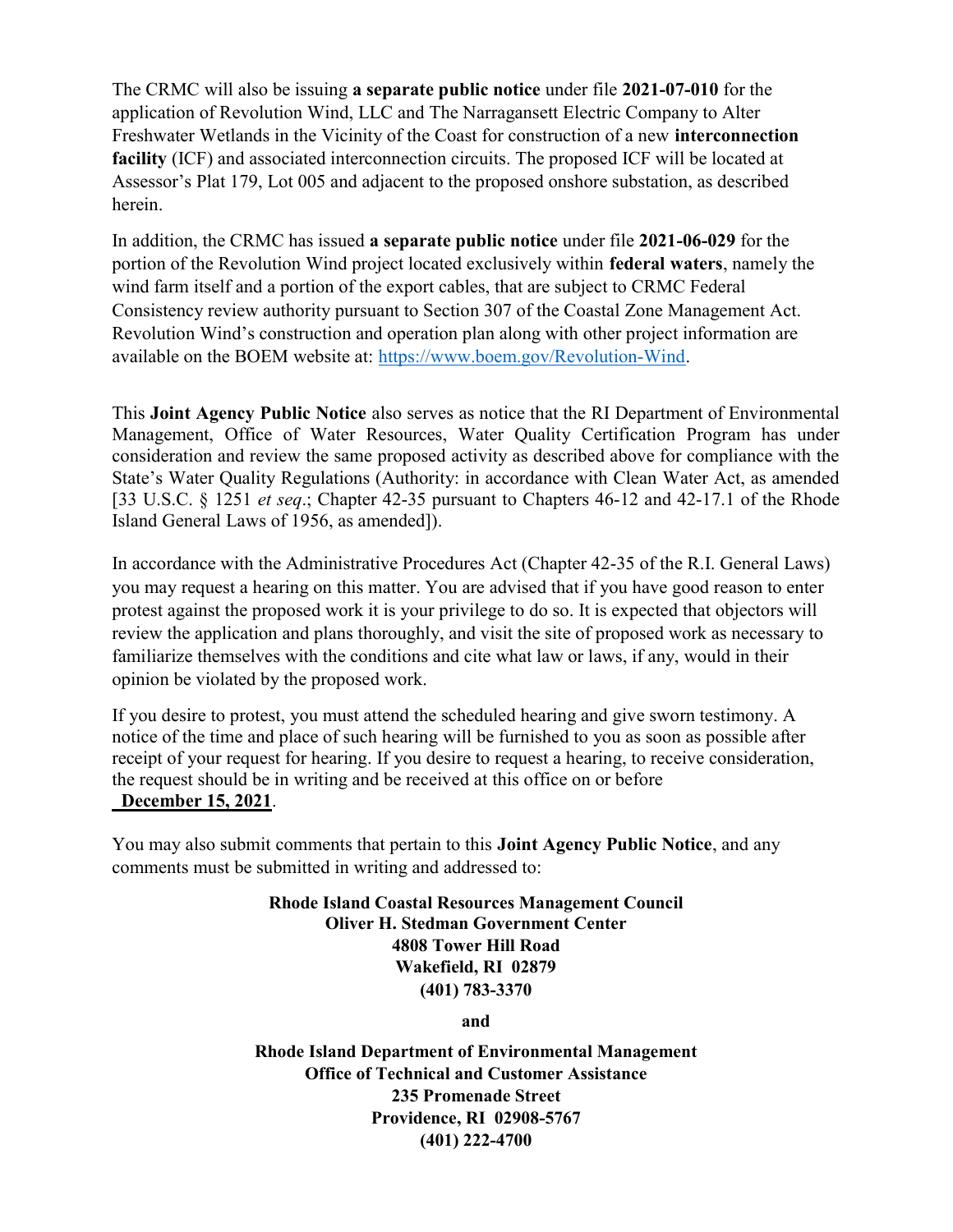The CRMC will also be issuing **a separate public notice** under file **2021-07-010** for the application of Revolution Wind, LLC and The Narragansett Electric Company to Alter Freshwater Wetlands in the Vicinity of the Coast for construction of a new **interconnection facility** (ICF) and associated interconnection circuits. The proposed ICF will be located at Assessor's Plat 179, Lot 005 and adjacent to the proposed onshore substation, as described herein.

In addition, the CRMC has issued **a separate public notice** under file **2021-06-029** for the portion of the Revolution Wind project located exclusively within **federal waters**, namely the wind farm itself and a portion of the export cables, that are subject to CRMC Federal Consistency review authority pursuant to Section 307 of the Coastal Zone Management Act. Revolution Wind's construction and operation plan along with other project information are available on the BOEM website at: https://www.boem.gov/Revolution-Wind.

This **Joint Agency Public Notice** also serves as notice that the RI Department of Environmental Management, Office of Water Resources, Water Quality Certification Program has under consideration and review the same proposed activity as described above for compliance with the State's Water Quality Regulations (Authority: in accordance with Clean Water Act, as amended [33 U.S.C. § 1251 *et seq*.; Chapter 42-35 pursuant to Chapters 46-12 and 42-17.1 of the Rhode Island General Laws of 1956, as amended]).

In accordance with the Administrative Procedures Act (Chapter 42-35 of the R.I. General Laws) you may request a hearing on this matter. You are advised that if you have good reason to enter protest against the proposed work it is your privilege to do so. It is expected that objectors will review the application and plans thoroughly, and visit the site of proposed work as necessary to familiarize themselves with the conditions and cite what law or laws, if any, would in their opinion be violated by the proposed work.

If you desire to protest, you must attend the scheduled hearing and give sworn testimony. A notice of the time and place of such hearing will be furnished to you as soon as possible after receipt of your request for hearing. If you desire to request a hearing, to receive consideration, the request should be in writing and be received at this office on or before **December 15, 2021**.

You may also submit comments that pertain to this **Joint Agency Public Notice**, and any comments must be submitted in writing and addressed to:

**Rhode Island Coastal Resources Management Council**
**Oliver H. Stedman Government Center**
**4808 Tower Hill Road**
**Wakefield, RI 02879**
**(401) 783-3370**

**and**

**Rhode Island Department of Environmental Management**
**Office of Technical and Customer Assistance**
**235 Promenade Street**
**Providence, RI 02908-5767**
**(401) 222-4700**